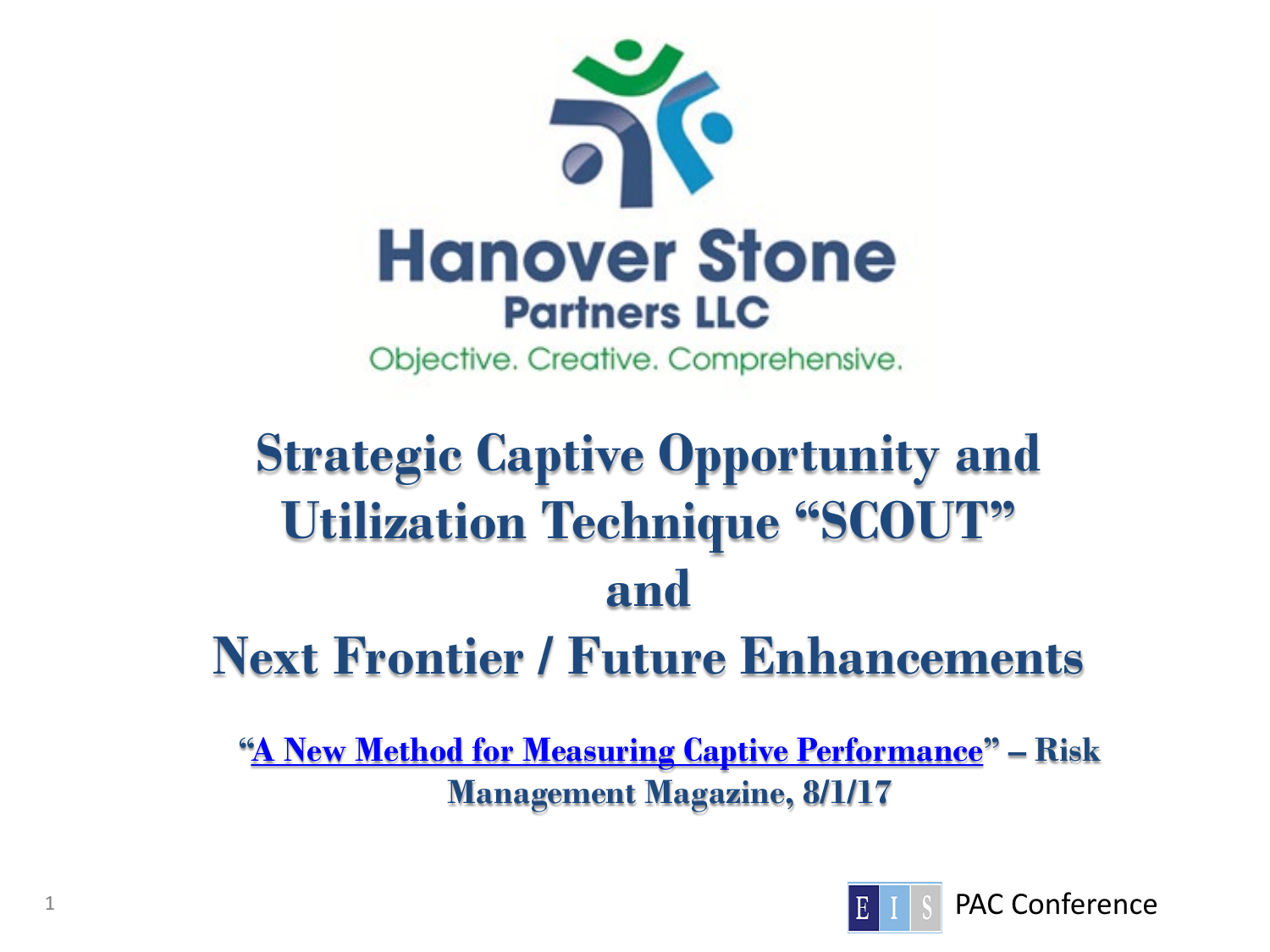Hanover Stone

Partners LLC

Objective. Creative. Comprehensive.

# Strategic Captive Opportunity and Utilization Technique "SCOUT" and Next Frontier / Future Enhancements

**"A New Method for Measuring Captive Performance" – Risk Management Magazine, 8/1/17**

EIS PAC Conference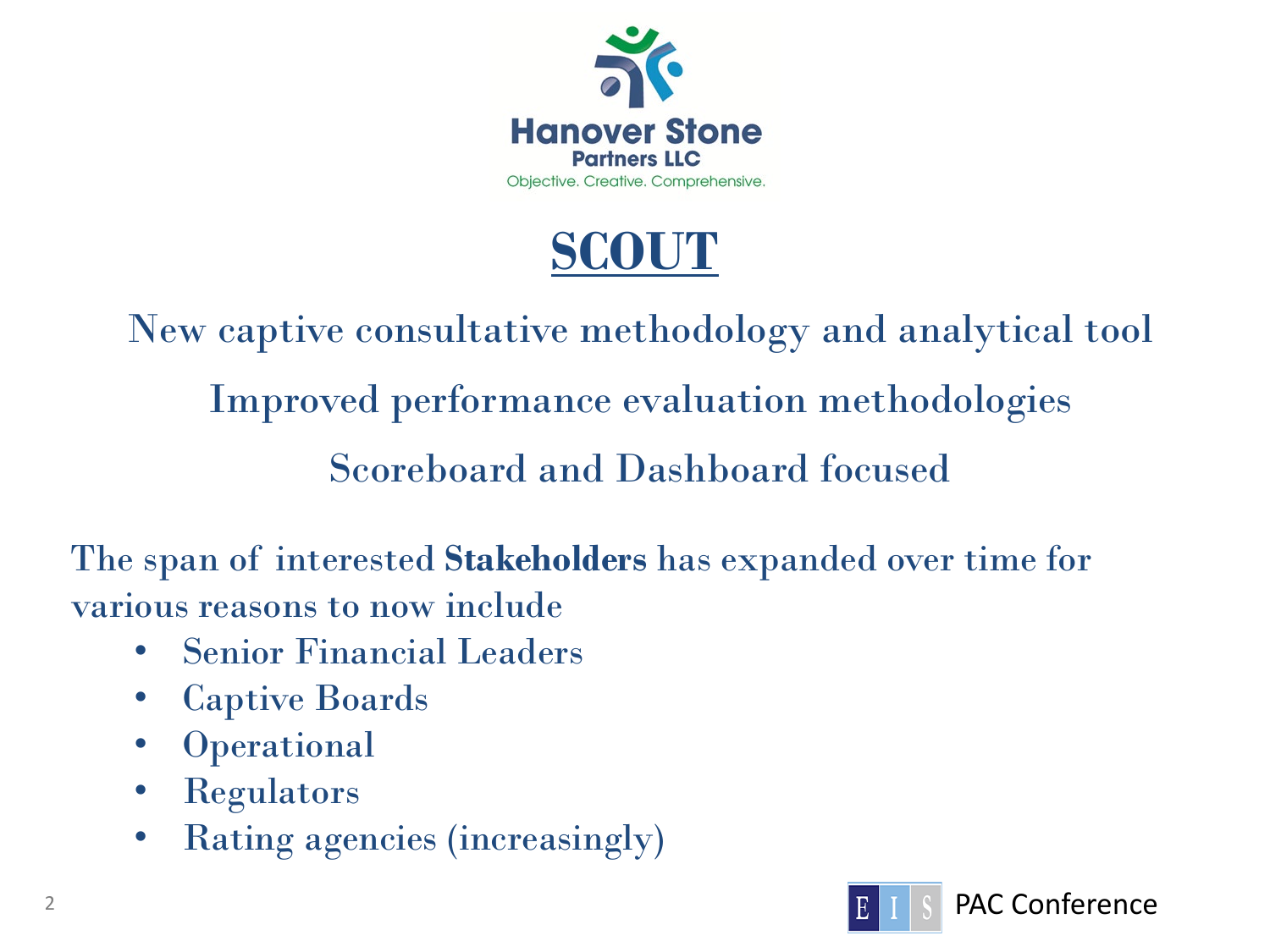Hanover Stone
Partners LLC
Objective. Creative. Comprehensive.

# SCOUT

New captive consultative methodology and analytical tool

Improved performance evaluation methodologies

Scoreboard and Dashboard focused

The span of interested **Stakeholders** has expanded over time for various reasons to now include

- Senior Financial Leaders
- Captive Boards
- Operational
- Regulators
- Rating agencies (increasingly)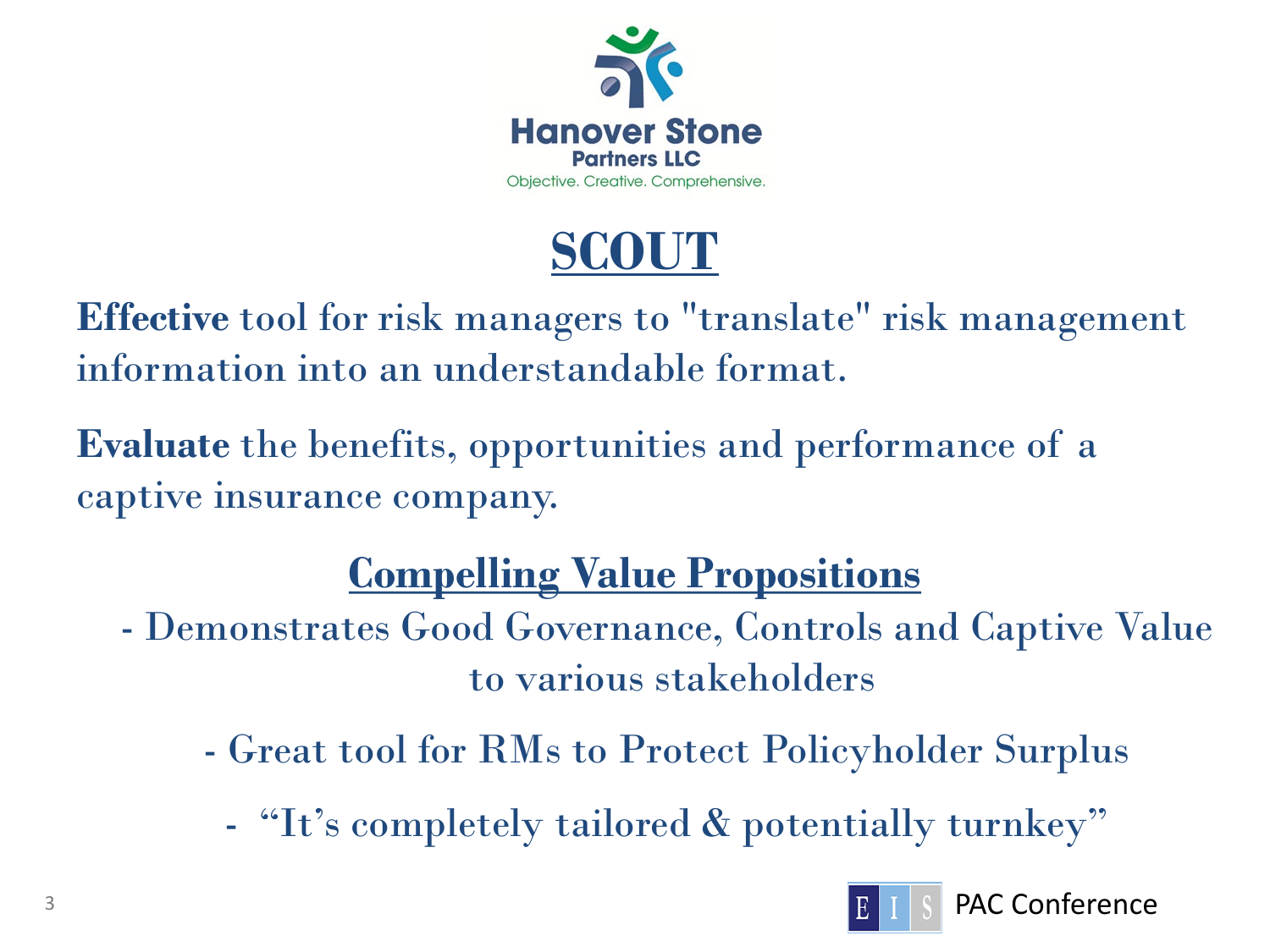Hanover Stone
Partners LLC
Objective. Creative. Comprehensive.

# SCOUT

**Effective** tool for risk managers to "translate" risk management information into an understandable format.

**Evaluate** the benefits, opportunities and performance of a captive insurance company.

## Compelling Value Propositions

- Demonstrates Good Governance, Controls and Captive Value to various stakeholders
- Great tool for RMs to Protect Policyholder Surplus
- "It's completely tailored & potentially turnkey"

EIS PAC Conference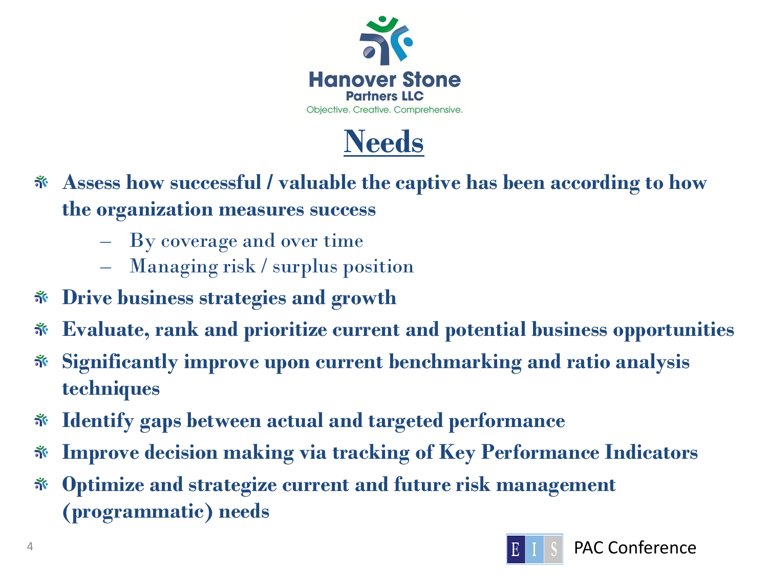Hanover Stone Partners LLC

Objective. Creative. Comprehensive.

# Needs

- **Assess how successful / valuable the captive has been according to how the organization measures success**
  - By coverage and over time
  - Managing risk / surplus position
- **Drive business strategies and growth**
- **Evaluate, rank and prioritize current and potential business opportunities**
- **Significantly improve upon current benchmarking and ratio analysis techniques**
- **Identify gaps between actual and targeted performance**
- **Improve decision making via tracking of Key Performance Indicators**
- **Optimize and strategize current and future risk management (programmatic) needs**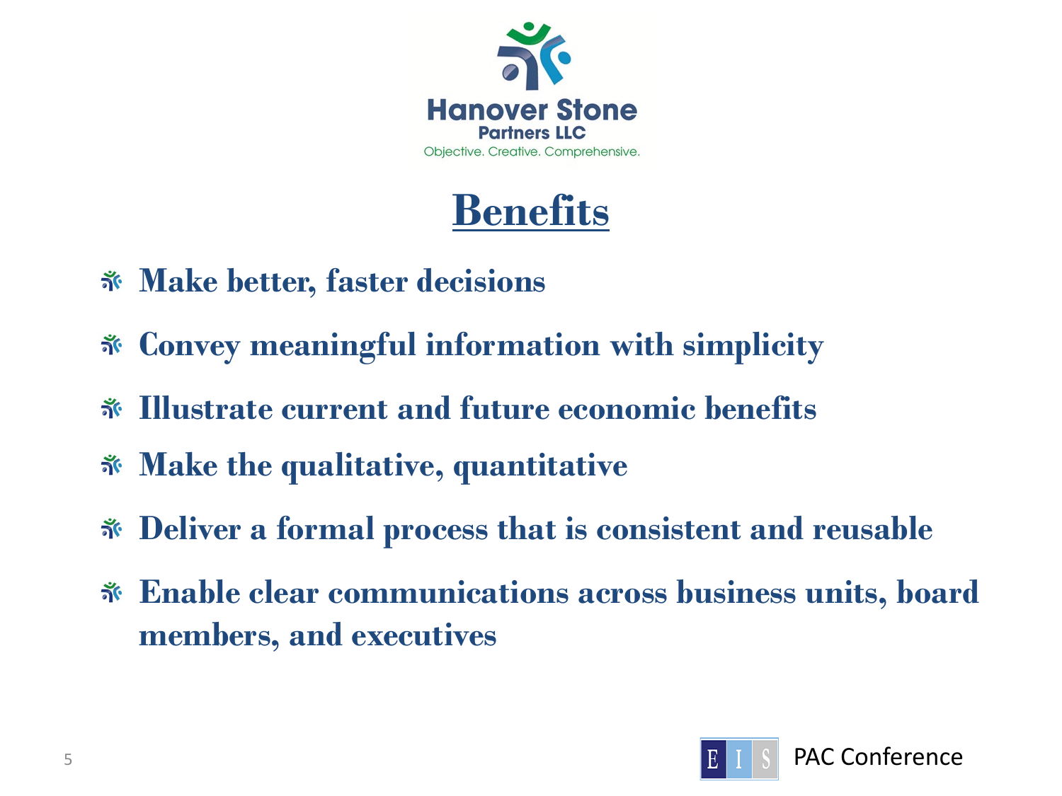Hanover Stone Partners LLC

Objective. Creative. Comprehensive.

# Benefits

- **Make better, faster decisions**
- **Convey meaningful information with simplicity**
- **Illustrate current and future economic benefits**
- **Make the qualitative, quantitative**
- **Deliver a formal process that is consistent and reusable**
- **Enable clear communications across business units, board members, and executives**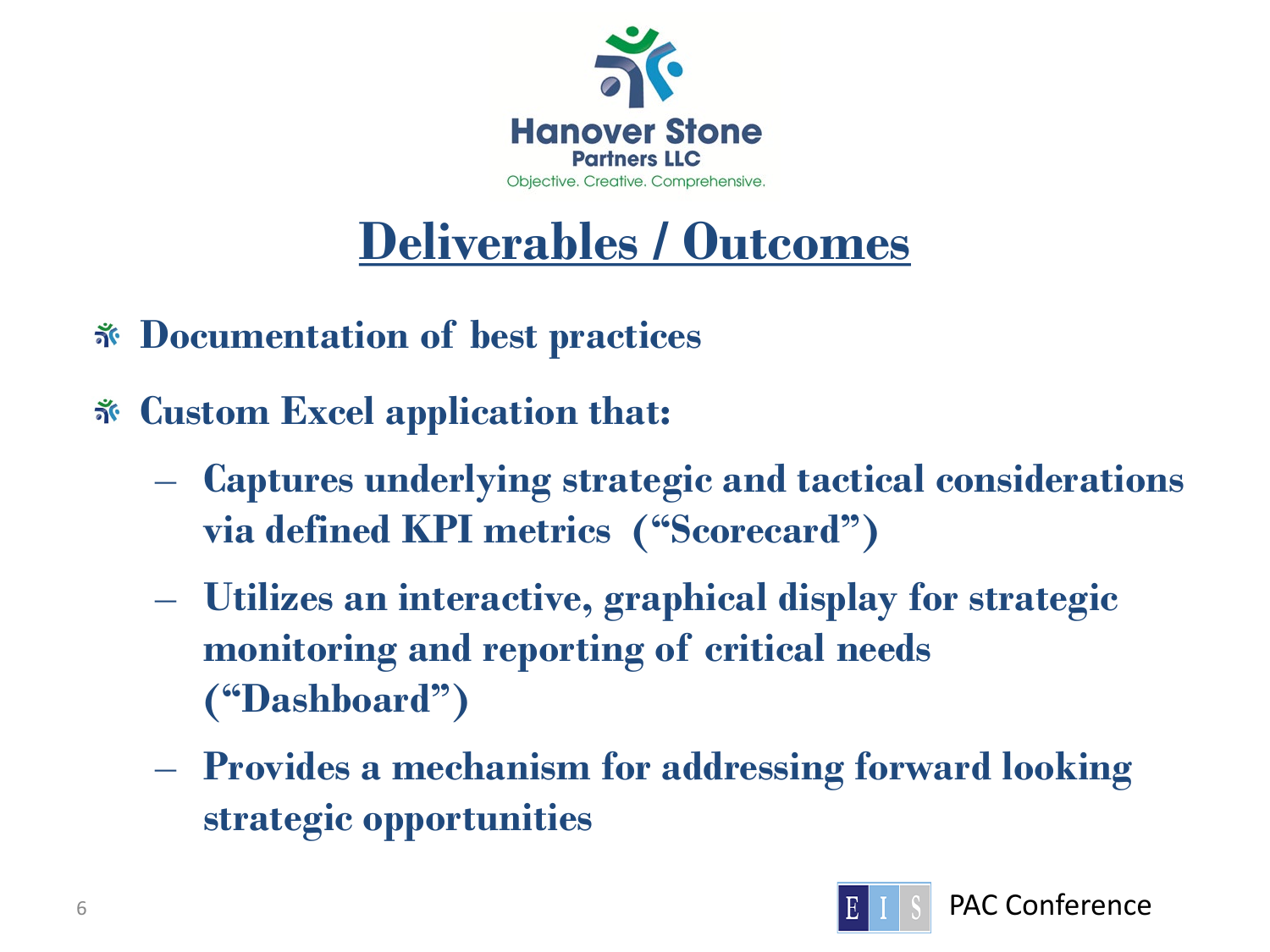# Deliverables / Outcomes

- **Documentation of best practices**
- **Custom Excel application that:**
  - **Captures underlying strategic and tactical considerations via defined KPI metrics ("Scorecard")**
  - **Utilizes an interactive, graphical display for strategic monitoring and reporting of critical needs ("Dashboard")**
  - **Provides a mechanism for addressing forward looking strategic opportunities**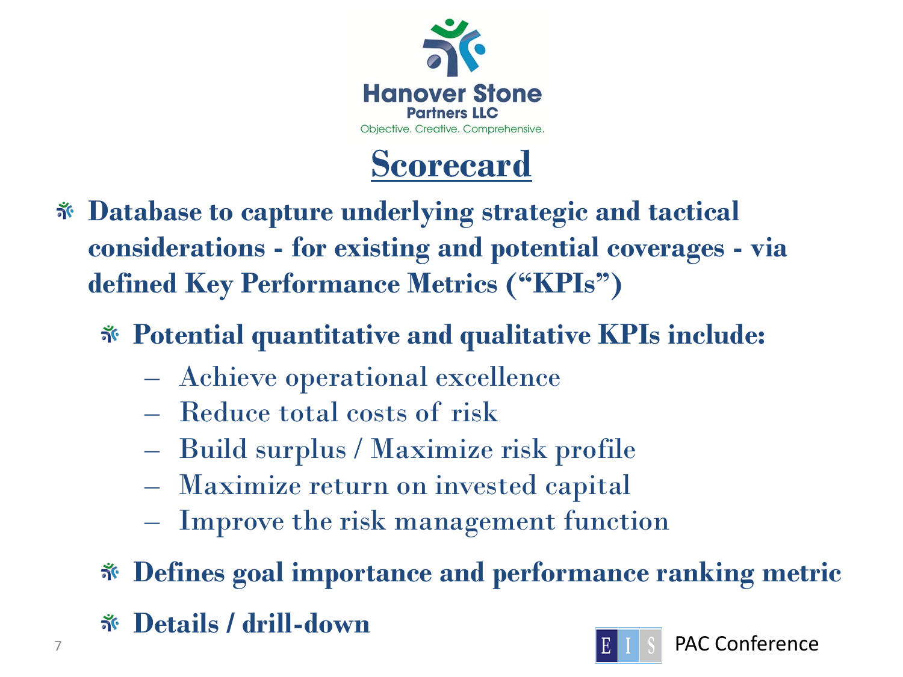Hanover Stone Partners LLC

Objective. Creative. Comprehensive.

# Scorecard

- **Database to capture underlying strategic and tactical considerations - for existing and potential coverages - via defined Key Performance Metrics ("KPIs")**
  - **Potential quantitative and qualitative KPIs include:**
    - Achieve operational excellence
    - Reduce total costs of risk
    - Build surplus / Maximize risk profile
    - Maximize return on invested capital
    - Improve the risk management function
  - **Defines goal importance and performance ranking metric**
  - **Details / drill-down**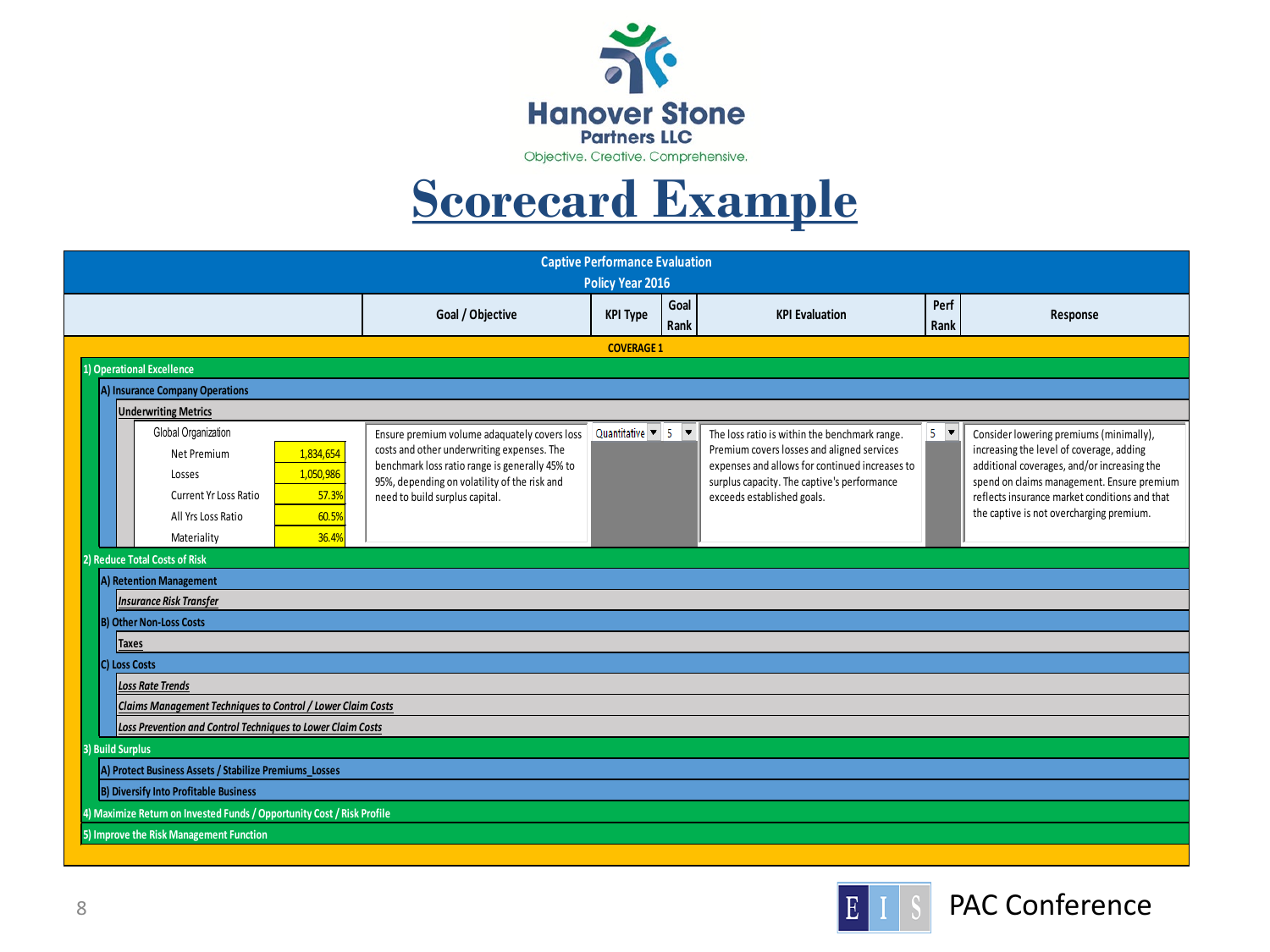Hanover Stone Partners LLC

Objective. Creative. Comprehensive.

# Scorecard Example

**Captive Performance Evaluation**
**Policy Year 2016**

| | | Goal / Objective | KPI Type | Goal Rank | KPI Evaluation | Perf Rank | Response |
|---|---|---|---|---|---|---|---|
| **COVERAGE 1** | | | | | | | |
| **1) Operational Excellence** | | | | | | | |
| **A) Insurance Company Operations** | | | | | | | |
| **Underwriting Metrics** | | | | | | | |
| Global Organization | | Ensure premium volume adaquately covers loss costs and other underwriting expenses. The benchmark loss ratio range is generally 45% to 95%, depending on volatility of the risk and need to build surplus capital. | Quantitative | 5 | The loss ratio is within the benchmark range. Premium covers losses and aligned services expenses and allows for continued increases to surplus capacity. The captive's performance exceeds established goals. | 5 | Consider lowering premiums (minimally), increasing the level of coverage, adding additional coverages, and/or increasing the spend on claims management. Ensure premium reflects insurance market conditions and that the captive is not overcharging premium. |
| Net Premium | 1,834,654 | | | | | | |
| Losses | 1,050,986 | | | | | | |
| Current Yr Loss Ratio | 57.3% | | | | | | |
| All Yrs Loss Ratio | 60.5% | | | | | | |
| Materiality | 36.4% | | | | | | |
| **2) Reduce Total Costs of Risk** | | | | | | | |
| **A) Retention Management** | | | | | | | |
| ***Insurance Risk Transfer*** | | | | | | | |
| **B) Other Non-Loss Costs** | | | | | | | |
| **Taxes** | | | | | | | |
| **C) Loss Costs** | | | | | | | |
| ***Loss Rate Trends*** | | | | | | | |
| ***Claims Management Techniques to Control / Lower Claim Costs*** | | | | | | | |
| ***Loss Prevention and Control Techniques to Lower Claim Costs*** | | | | | | | |
| **3) Build Surplus** | | | | | | | |
| **A) Protect Business Assets / Stabilize Premiums_Losses** | | | | | | | |
| **B) Diversify Into Profitable Business** | | | | | | | |
| **4) Maximize Return on Invested Funds / Opportunity Cost / Risk Profile** | | | | | | | |
| **5) Improve the Risk Management Function** | | | | | | | |

EIS PAC Conference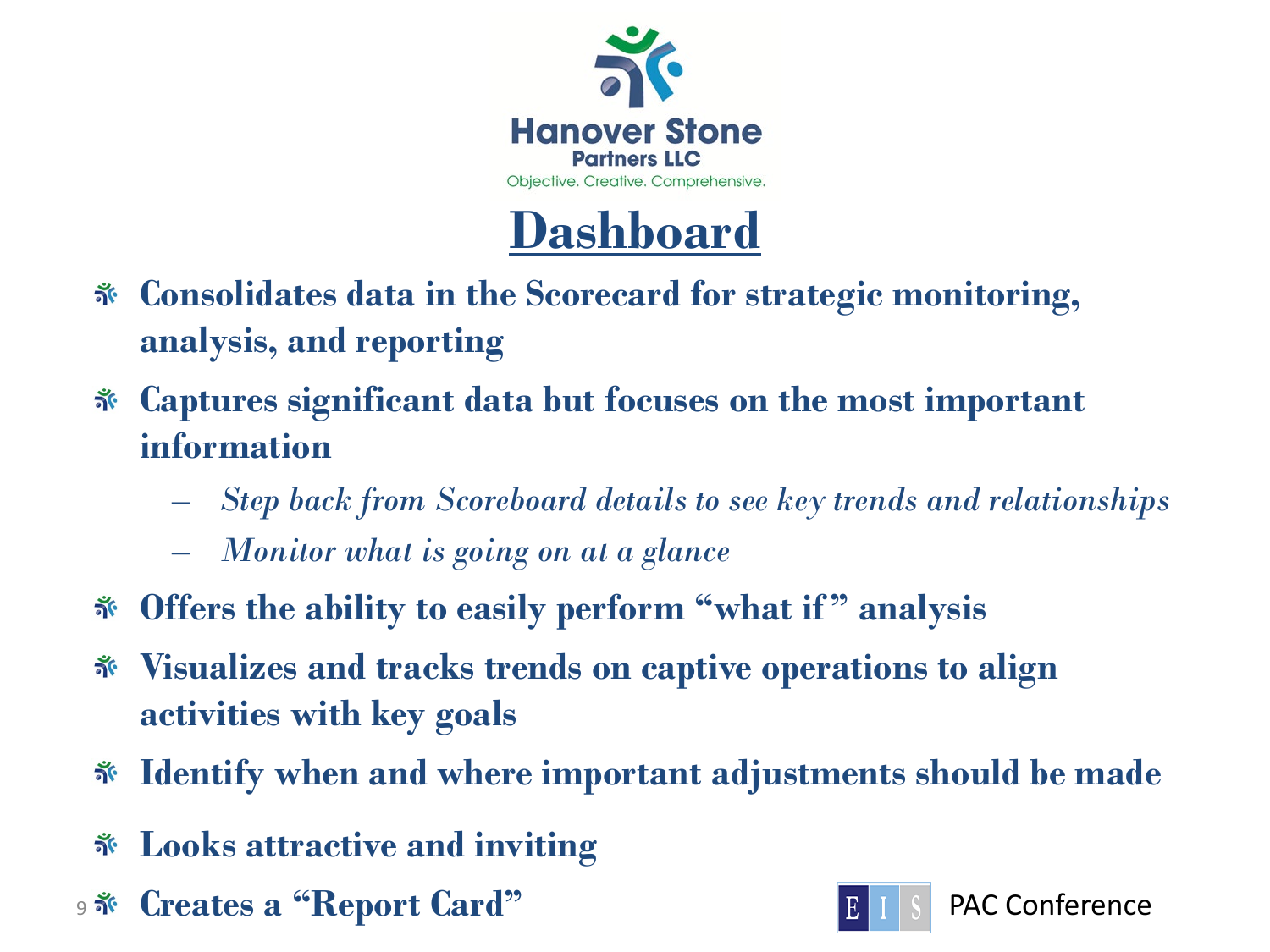# Dashboard

- **Consolidates data in the Scorecard for strategic monitoring, analysis, and reporting**
- **Captures significant data but focuses on the most important information**
  - *Step back from Scoreboard details to see key trends and relationships*
  - *Monitor what is going on at a glance*
- **Offers the ability to easily perform "what if" analysis**
- **Visualizes and tracks trends on captive operations to align activities with key goals**
- **Identify when and where important adjustments should be made**
- **Looks attractive and inviting**
- **Creates a "Report Card"**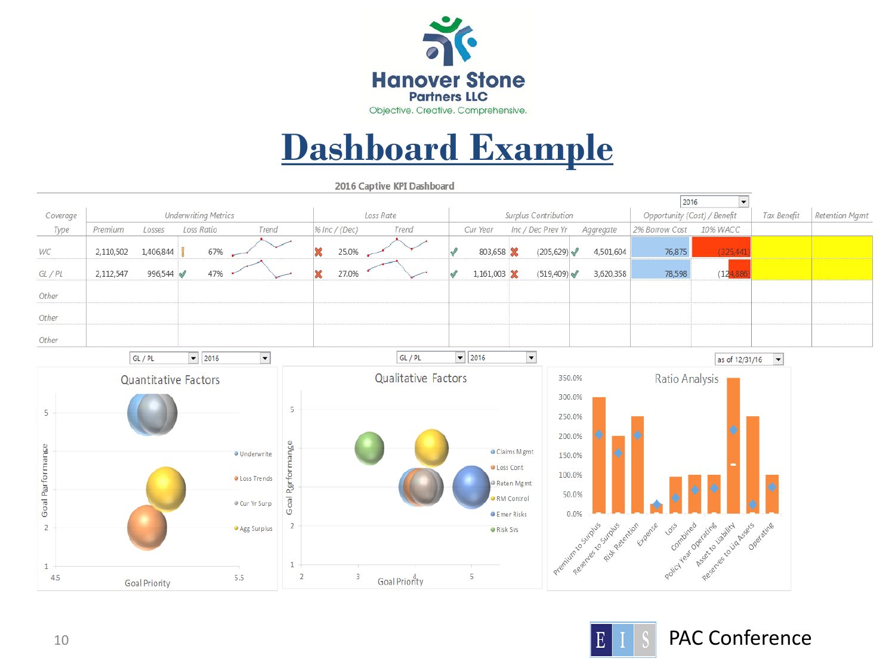Hanover Stone Partners LLC

Objective. Creative. Comprehensive.

# Dashboard Example

**2016 Captive KPI Dashboard**

2016

| Coverage Type | Underwriting Metrics | | | | Loss Rate | | Surplus Contribution | | | Opportunity (Cost) / Benefit | | Tax Benefit | Retention Mgmt |
|---|---|---|---|---|---|---|---|---|---|---|---|---|---|
| | Premium | Losses | Loss Ratio | Trend | % Inc / (Dec) | Trend | Cur Year | Inc / Dec Prev Yr | Aggregate | 2% Borrow Cost | 10% WACC | | |
| WC | 2,110,502 | 1,406,844 | 67% | | 25.0% | | 803,658 | (205,629) | 4,501,604 | 76,875 | (325,441) | | |
| GL / PL | 2,112,547 | 996,544 | 47% | | 27.0% | | 1,161,003 | (519,409) | 3,620,358 | 78,598 | (124,886) | | |
| Other | | | | | | | | | | | | | |
| Other | | | | | | | | | | | | | |
| Other | | | | | | | | | | | | | |

GL / PL | 2016

**Quantitative Factors**

Goal Performance / Goal Priority

Legend: Underwrite, Loss Trends, Cur Yr Surp, Agg Surplus

GL / PL | 2016

**Qualitative Factors**

Goal Performance / Goal Priority

Legend: Claims Mgmt, Loss Cont, Reten Mgmt, RM Control, Emer Risks, Risk Sys

as of 12/31/16

**Ratio Analysis**

Premium to Surplus, Reserves to Surplus, Risk Retention, Expense, Loss, Combined, Policy Year Operating, Asset to Liability, Reserves to Liq Assets, Operating

EIS PAC Conference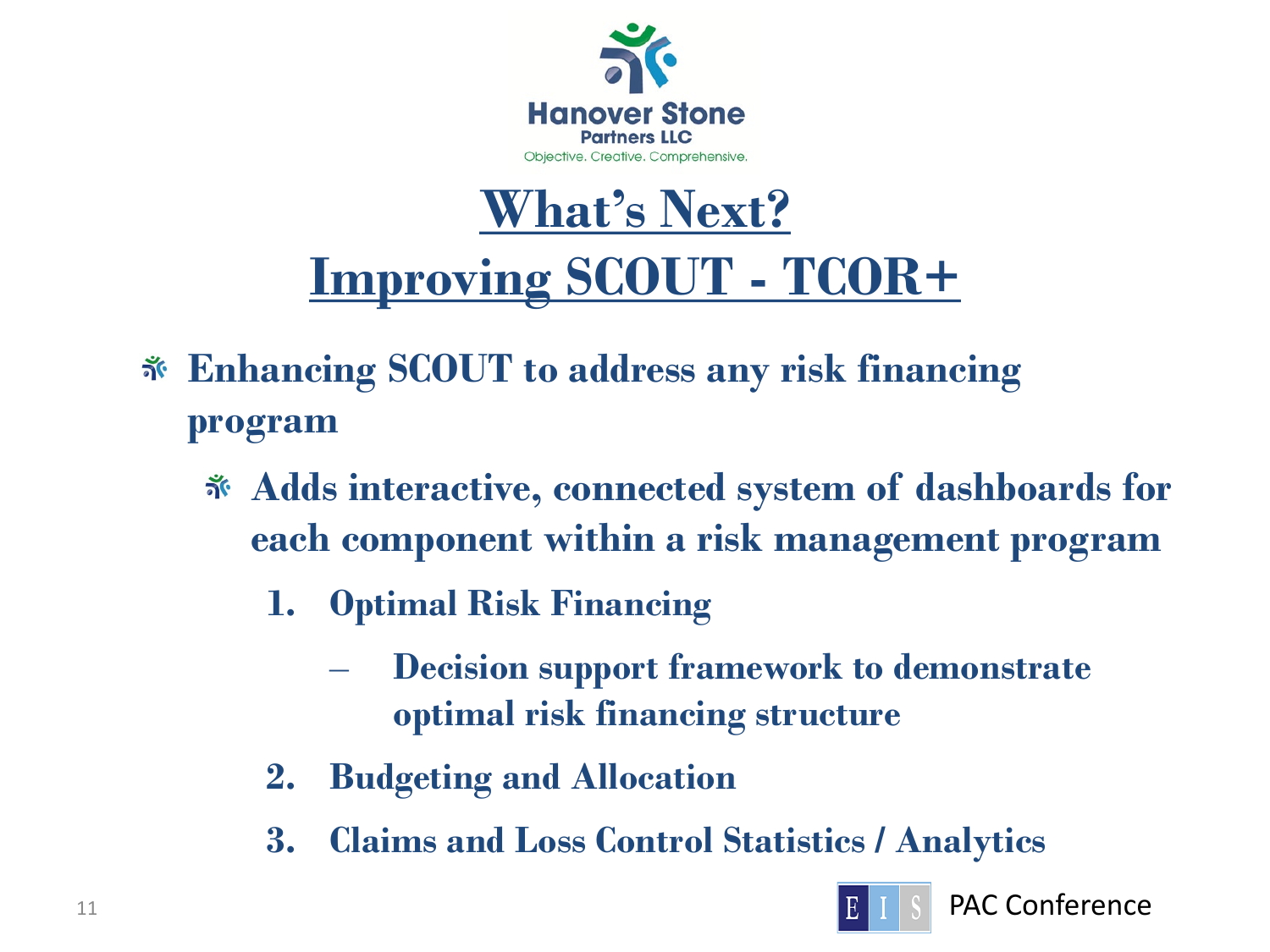Hanover Stone Partners LLC

Objective. Creative. Comprehensive.

# What's Next? Improving SCOUT - TCOR+

- **Enhancing SCOUT to address any risk financing program**
  - **Adds interactive, connected system of dashboards for each component within a risk management program**
    1. **Optimal Risk Financing**
       - **Decision support framework to demonstrate optimal risk financing structure**
    2. **Budgeting and Allocation**
    3. **Claims and Loss Control Statistics / Analytics**

EIS PAC Conference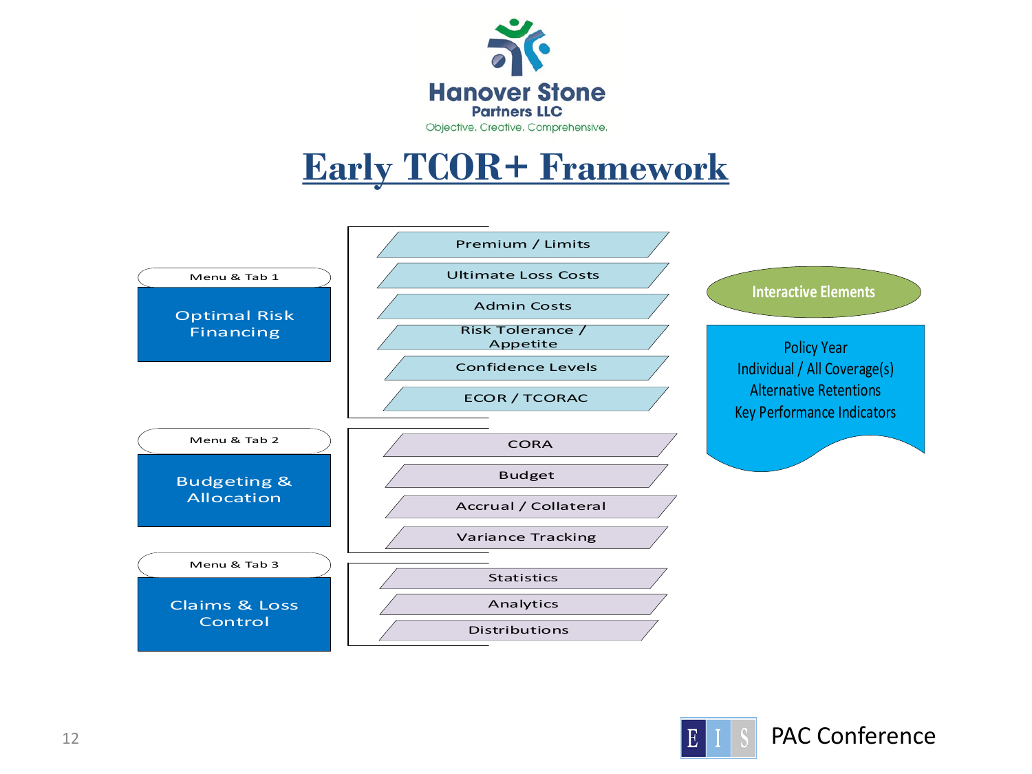Hanover Stone Partners LLC

Objective. Creative. Comprehensive.

# Early TCOR+ Framework

**Menu & Tab 1**

**Optimal Risk Financing**

- Premium / Limits
- Ultimate Loss Costs
- Admin Costs
- Risk Tolerance / Appetite
- Confidence Levels
- ECOR / TCORAC

**Menu & Tab 2**

**Budgeting & Allocation**

- CORA
- Budget
- Accrual / Collateral
- Variance Tracking

**Menu & Tab 3**

**Claims & Loss Control**

- Statistics
- Analytics
- Distributions

**Interactive Elements**

- Policy Year
- Individual / All Coverage(s)
- Alternative Retentions
- Key Performance Indicators

EIS PAC Conference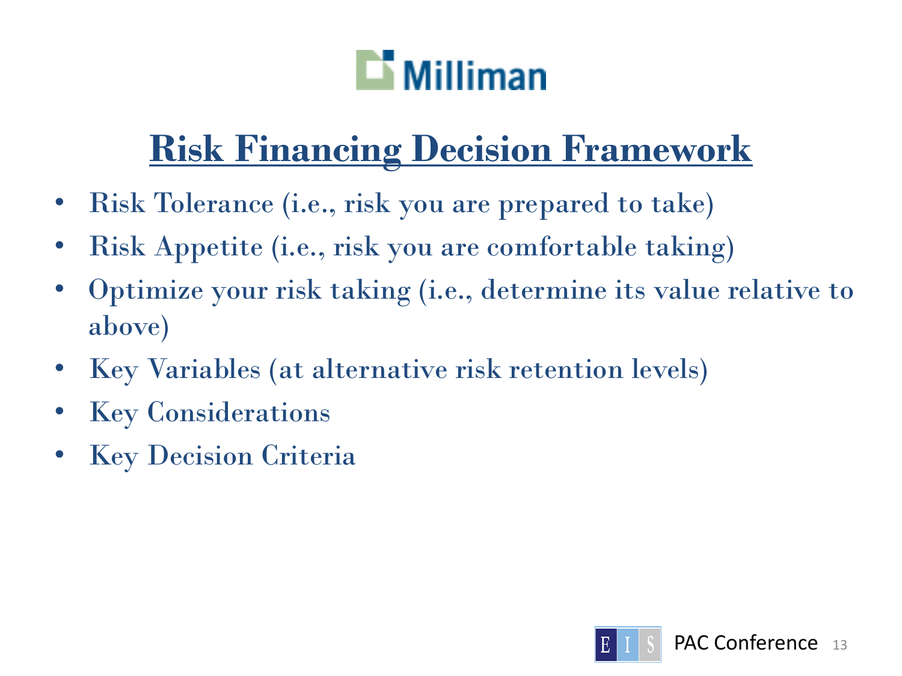## Risk Financing Decision Framework

- Risk Tolerance (i.e., risk you are prepared to take)
- Risk Appetite (i.e., risk you are comfortable taking)
- Optimize your risk taking (i.e., determine its value relative to above)
- Key Variables (at alternative risk retention levels)
- Key Considerations
- Key Decision Criteria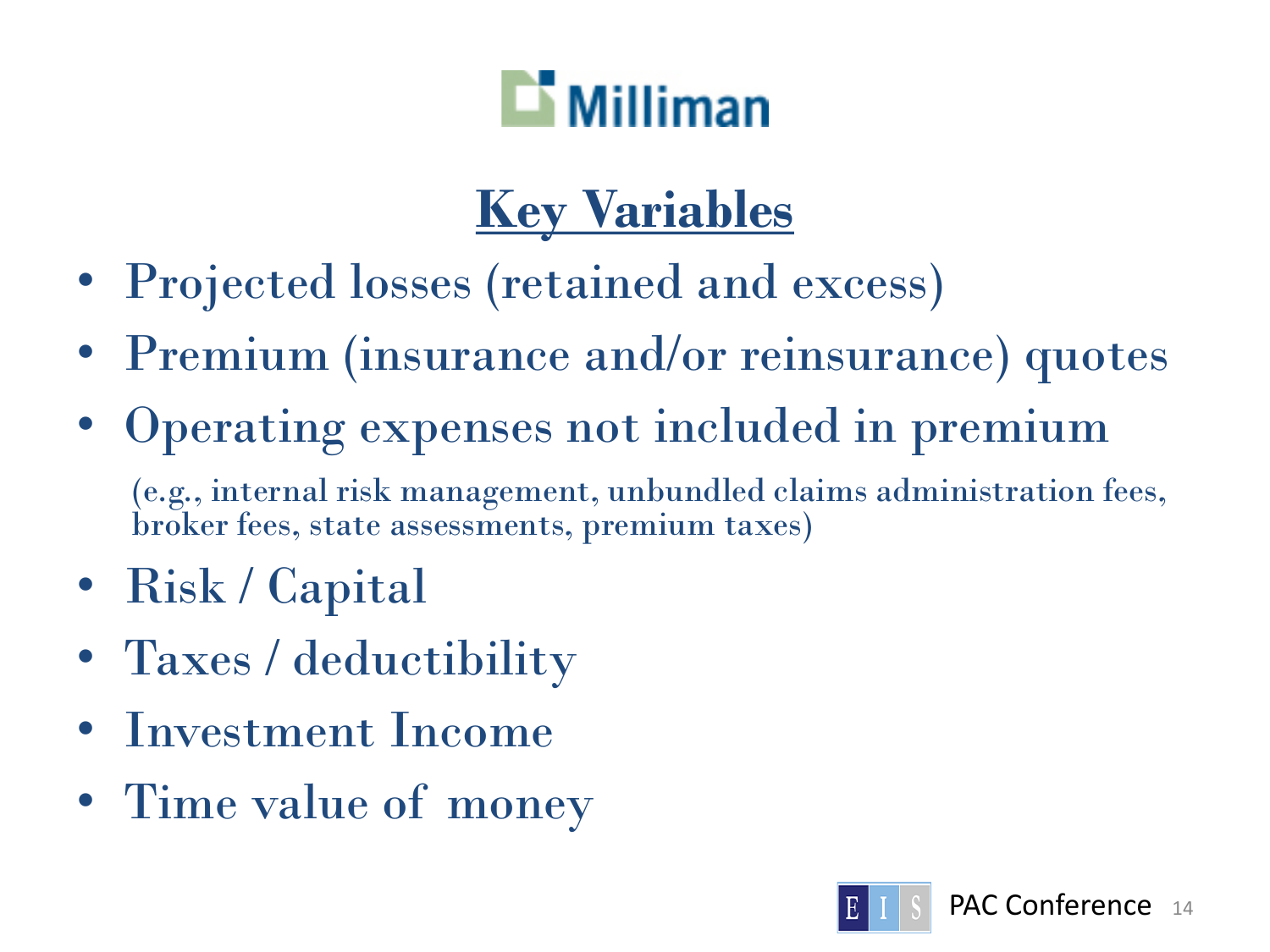## Key Variables

- Projected losses (retained and excess)
- Premium (insurance and/or reinsurance) quotes
- Operating expenses not included in premium

  (e.g., internal risk management, unbundled claims administration fees, broker fees, state assessments, premium taxes)
- Risk / Capital
- Taxes / deductibility
- Investment Income
- Time value of money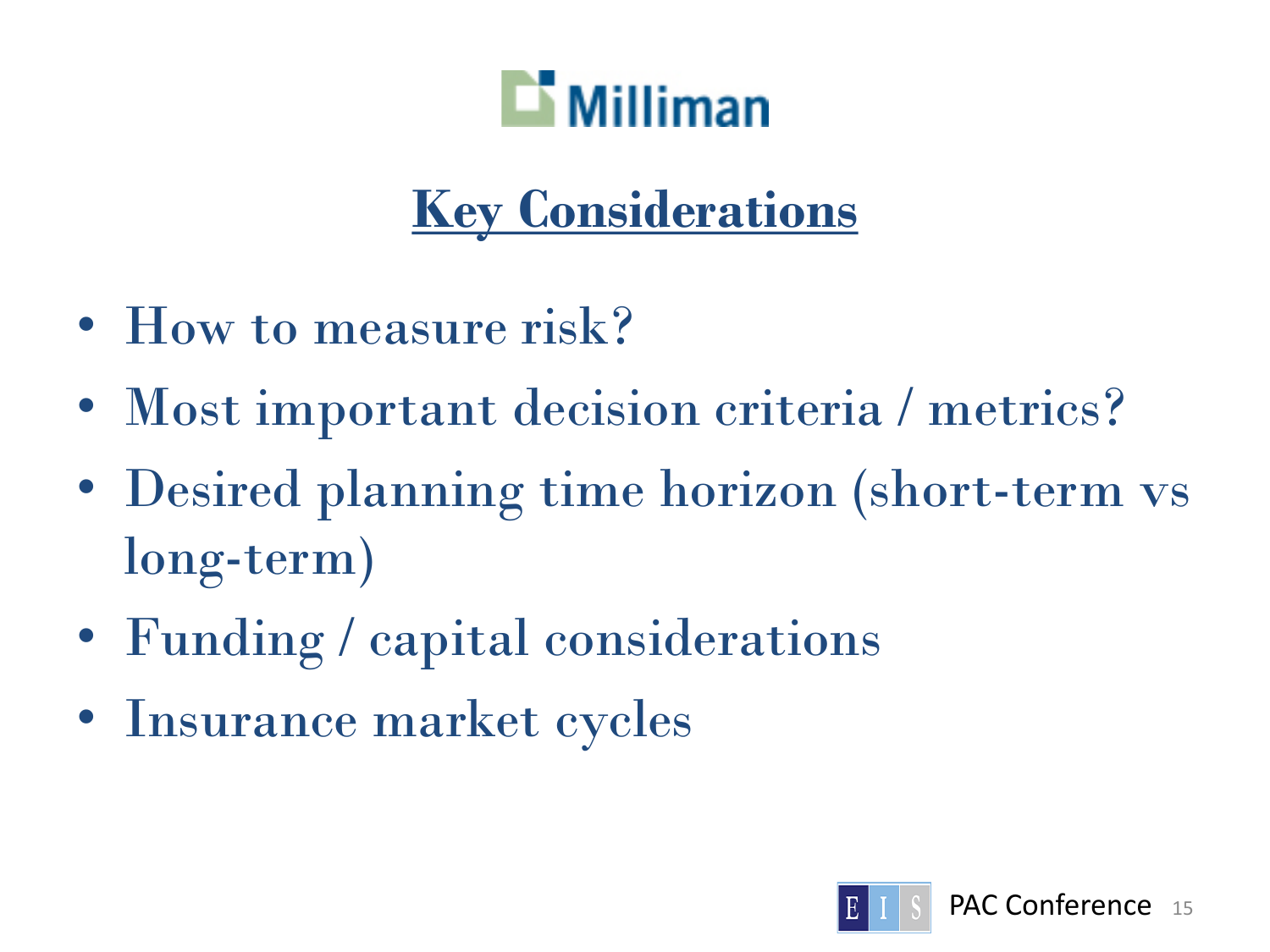Milliman

## Key Considerations

- How to measure risk?
- Most important decision criteria / metrics?
- Desired planning time horizon (short-term vs long-term)
- Funding / capital considerations
- Insurance market cycles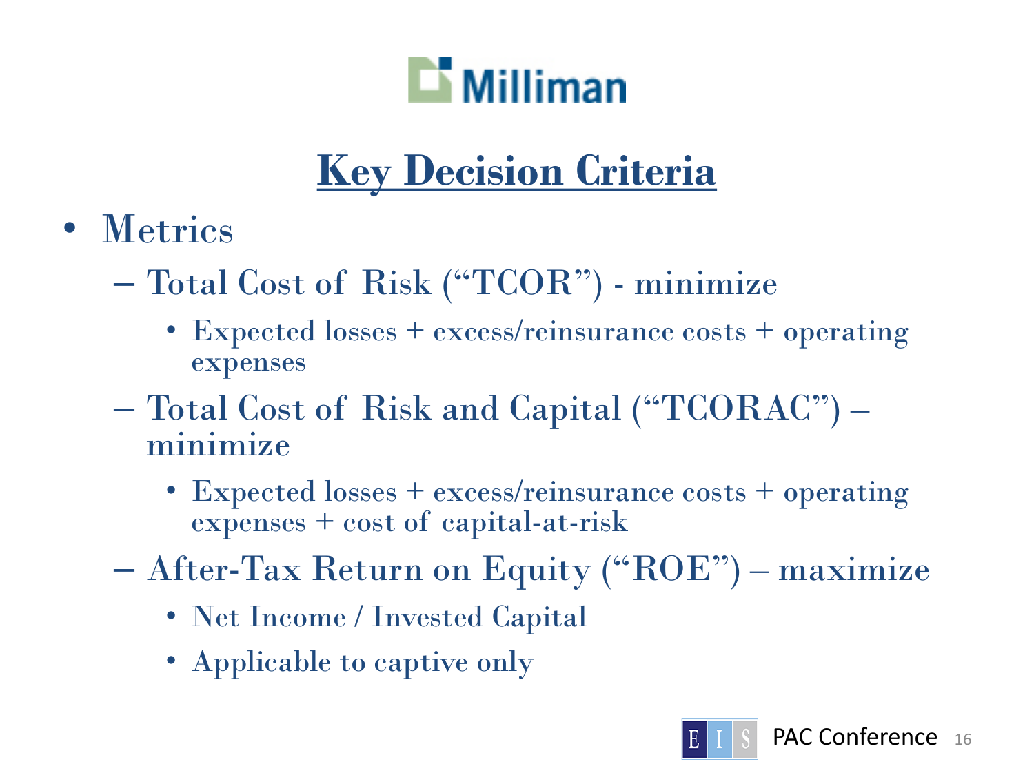# Key Decision Criteria

- Metrics
  - Total Cost of Risk ("TCOR") - minimize
    - Expected losses + excess/reinsurance costs + operating expenses
  - Total Cost of Risk and Capital ("TCORAC") – minimize
    - Expected losses + excess/reinsurance costs + operating expenses + cost of capital-at-risk
  - After-Tax Return on Equity ("ROE") – maximize
    - Net Income / Invested Capital
    - Applicable to captive only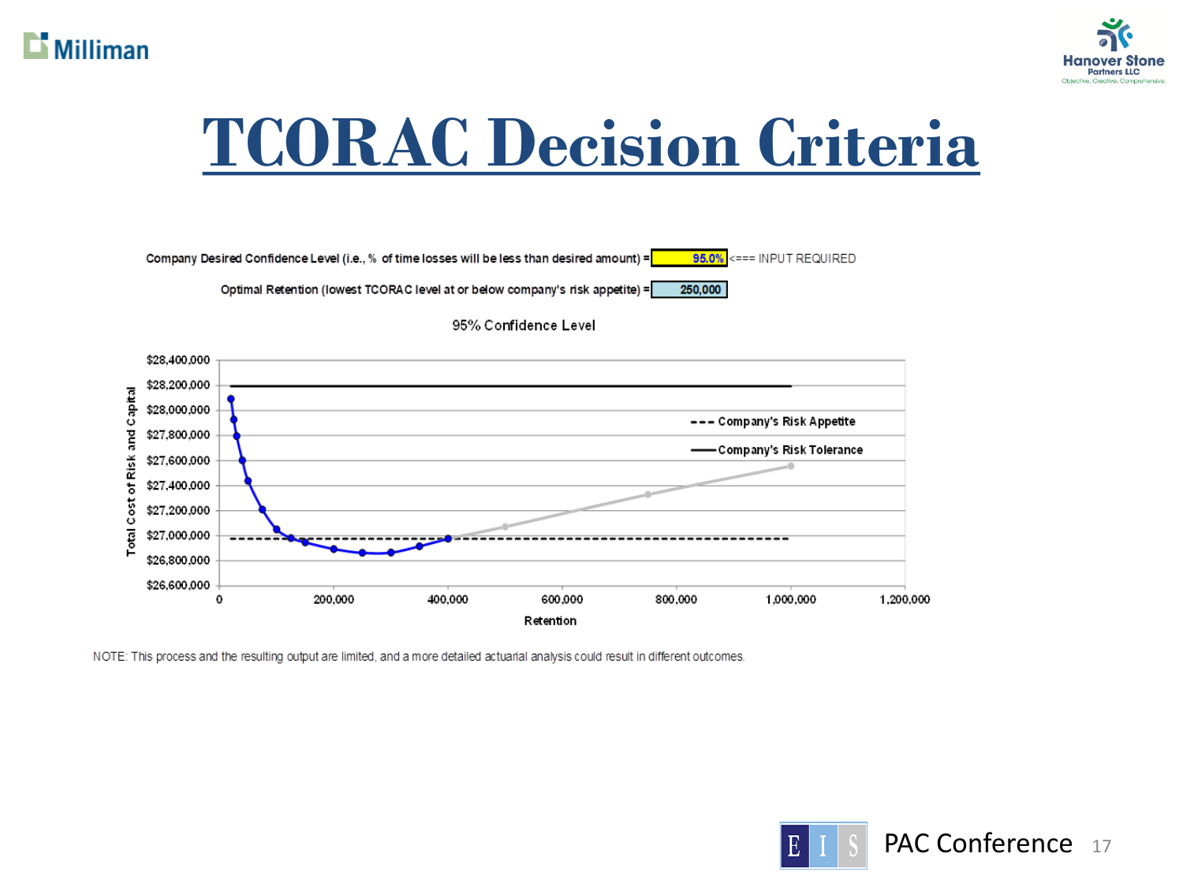# TCORAC Decision Criteria

Company Desired Confidence Level (i.e., % of time losses will be less than desired amount) = **95.0%** <=== INPUT REQUIRED

Optimal Retention (lowest TCORAC level at or below company's risk appetite) = **250,000**

95% Confidence Level

- - - Company's Risk Appetite
—— Company's Risk Tolerance

Total Cost of Risk and Capital: $26,600,000 – $28,400,000

Retention: 0 – 1,200,000

NOTE: This process and the resulting output are limited, and a more detailed actuarial analysis could result in different outcomes.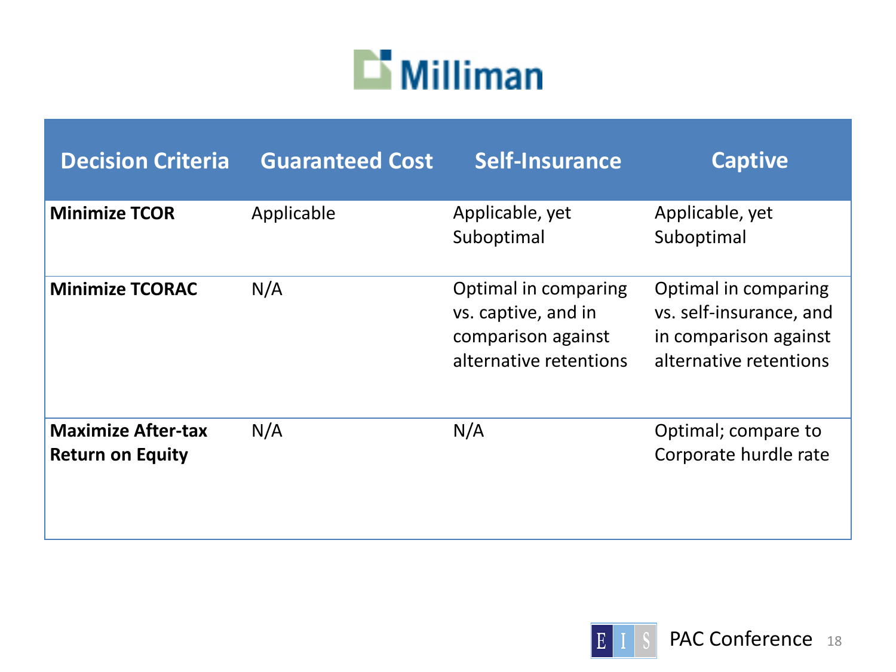| Decision Criteria | Guaranteed Cost | Self-Insurance | Captive |
| --- | --- | --- | --- |
| **Minimize TCOR** | Applicable | Applicable, yet Suboptimal | Applicable, yet Suboptimal |
| **Minimize TCORAC** | N/A | Optimal in comparing vs. captive, and in comparison against alternative retentions | Optimal in comparing vs. self-insurance, and in comparison against alternative retentions |
| **Maximize After-tax Return on Equity** | N/A | N/A | Optimal; compare to Corporate hurdle rate |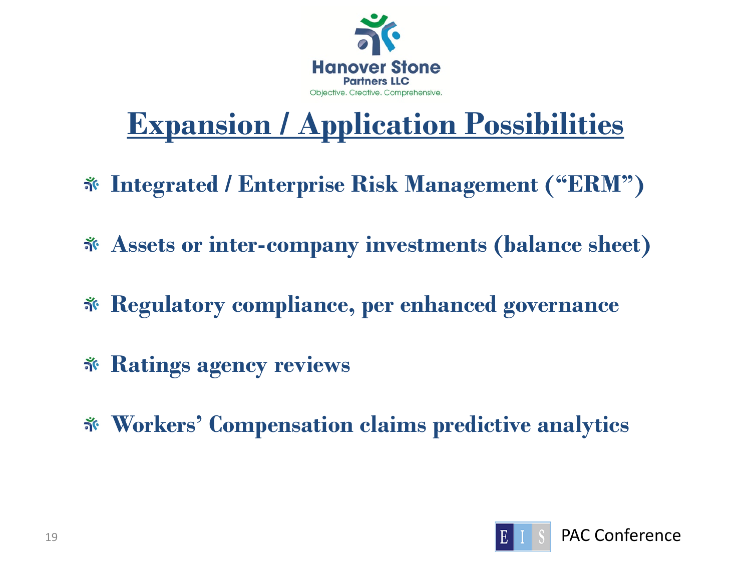Hanover Stone
Partners LLC
Objective. Creative. Comprehensive.

# Expansion / Application Possibilities

- **Integrated / Enterprise Risk Management ("ERM")**
- **Assets or inter-company investments (balance sheet)**
- **Regulatory compliance, per enhanced governance**
- **Ratings agency reviews**
- **Workers' Compensation claims predictive analytics**

E I S PAC Conference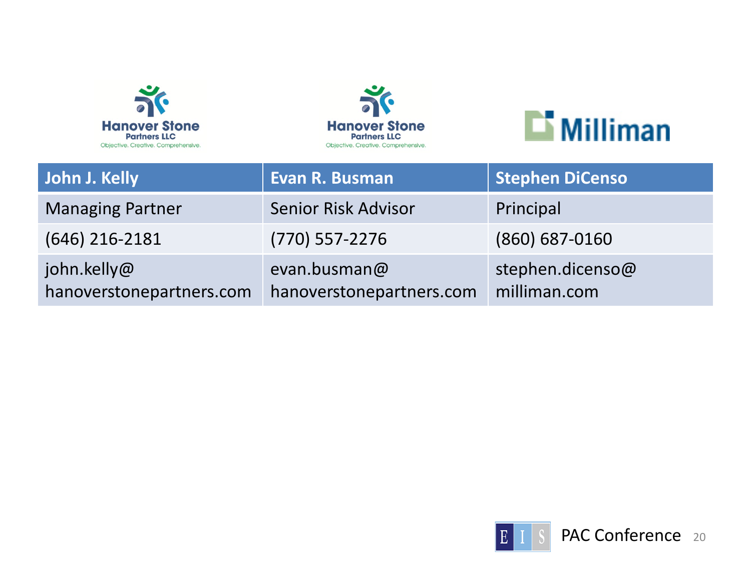| John J. Kelly | Evan R. Busman | Stephen DiCenso |
| --- | --- | --- |
| Managing Partner | Senior Risk Advisor | Principal |
| (646) 216-2181 | (770) 557-2276 | (860) 687-0160 |
| john.kelly@ hanoverstonepartners.com | evan.busman@ hanoverstonepartners.com | stephen.dicenso@ milliman.com |